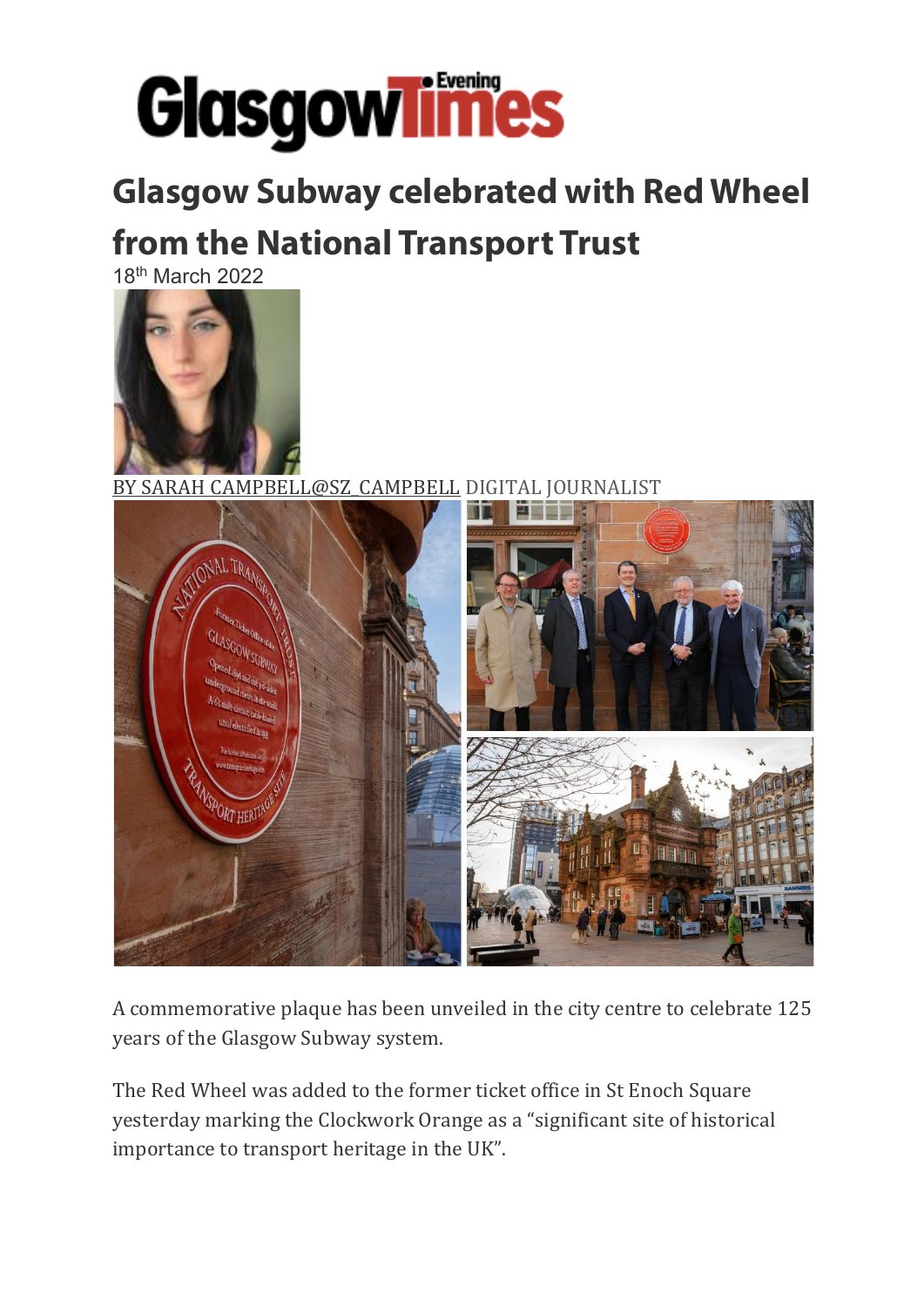# Glasgow Subway celebrated with Red Wheel from the National Transport Trust

18th March 2022

BY SARAH CAMPBELL@SZ_CAMPBELL DIGITAL JOURNALIST

A commemorative plaque has been unveiled in the city centre to celebrate 125 years of the Glasgow Subway system.

The Red Wheel was added to the former ticket office in St Enoch Square yesterday marking the Clockwork Orange as a "significant site of historical importance to transport heritage in the UK".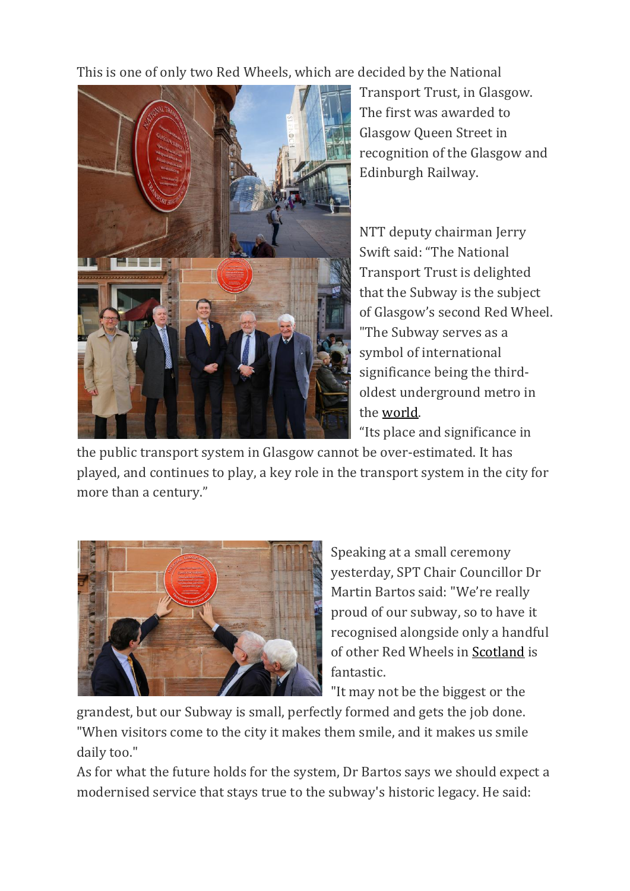This is one of only two Red Wheels, which are decided by the National Transport Trust, in Glasgow. The first was awarded to Glasgow Queen Street in recognition of the Glasgow and Edinburgh Railway.

NTT deputy chairman Jerry Swift said: "The National Transport Trust is delighted that the Subway is the subject of Glasgow's second Red Wheel. "The Subway serves as a symbol of international significance being the third-oldest underground metro in the world.

"Its place and significance in the public transport system in Glasgow cannot be over-estimated. It has played, and continues to play, a key role in the transport system in the city for more than a century."

Speaking at a small ceremony yesterday, SPT Chair Councillor Dr Martin Bartos said: "We're really proud of our subway, so to have it recognised alongside only a handful of other Red Wheels in Scotland is fantastic.

"It may not be the biggest or the grandest, but our Subway is small, perfectly formed and gets the job done.

"When visitors come to the city it makes them smile, and it makes us smile daily too."

As for what the future holds for the system, Dr Bartos says we should expect a modernised service that stays true to the subway's historic legacy. He said: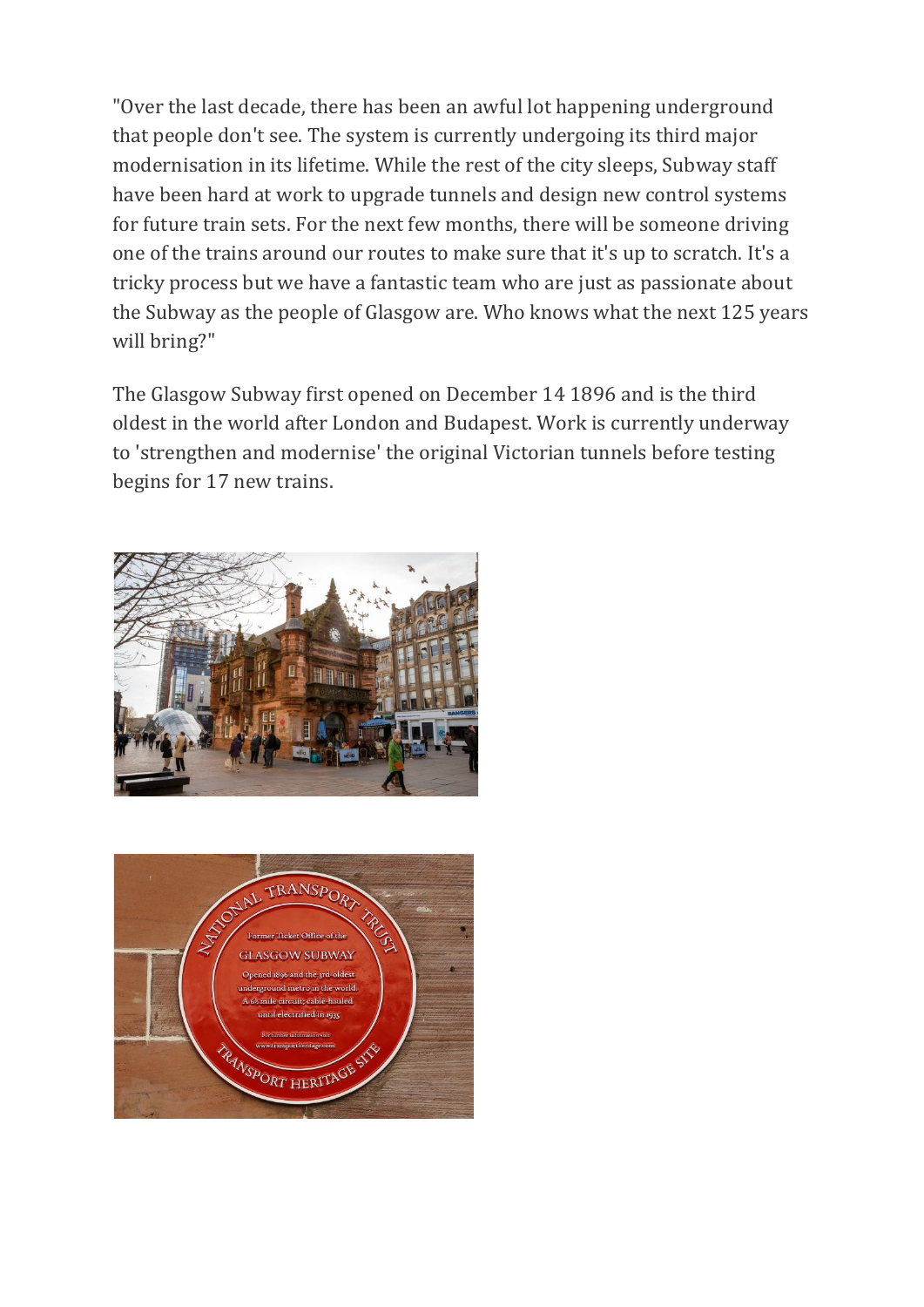"Over the last decade, there has been an awful lot happening underground that people don't see. The system is currently undergoing its third major modernisation in its lifetime. While the rest of the city sleeps, Subway staff have been hard at work to upgrade tunnels and design new control systems for future train sets. For the next few months, there will be someone driving one of the trains around our routes to make sure that it's up to scratch. It's a tricky process but we have a fantastic team who are just as passionate about the Subway as the people of Glasgow are. Who knows what the next 125 years will bring?"

The Glasgow Subway first opened on December 14 1896 and is the third oldest in the world after London and Budapest. Work is currently underway to 'strengthen and modernise' the original Victorian tunnels before testing begins for 17 new trains.